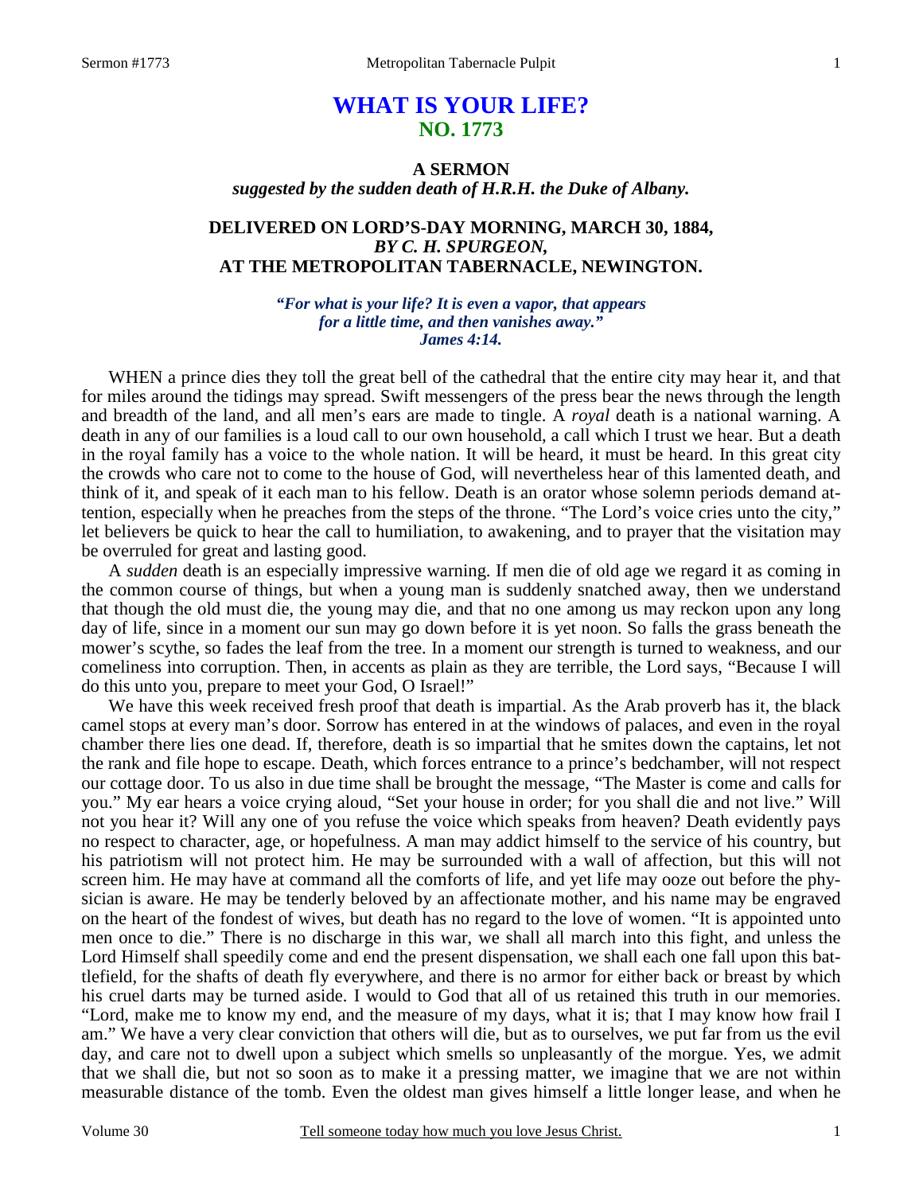# WHAT IS YOUR LIFE?
## NO. 1773

### A SERMON
***suggested by the sudden death of H.R.H. the Duke of Albany.***

### DELIVERED ON LORD'S-DAY MORNING, MARCH 30, 1884, *BY C. H. SPURGEON,* AT THE METROPOLITAN TABERNACLE, NEWINGTON.

> ***"For what is your life? It is even a vapor, that appears for a little time, and then vanishes away." James 4:14.***

WHEN a prince dies they toll the great bell of the cathedral that the entire city may hear it, and that for miles around the tidings may spread. Swift messengers of the press bear the news through the length and breadth of the land, and all men's ears are made to tingle. A *royal* death is a national warning. A death in any of our families is a loud call to our own household, a call which I trust we hear. But a death in the royal family has a voice to the whole nation. It will be heard, it must be heard. In this great city the crowds who care not to come to the house of God, will nevertheless hear of this lamented death, and think of it, and speak of it each man to his fellow. Death is an orator whose solemn periods demand attention, especially when he preaches from the steps of the throne. "The Lord's voice cries unto the city," let believers be quick to hear the call to humiliation, to awakening, and to prayer that the visitation may be overruled for great and lasting good.

A *sudden* death is an especially impressive warning. If men die of old age we regard it as coming in the common course of things, but when a young man is suddenly snatched away, then we understand that though the old must die, the young may die, and that no one among us may reckon upon any long day of life, since in a moment our sun may go down before it is yet noon. So falls the grass beneath the mower's scythe, so fades the leaf from the tree. In a moment our strength is turned to weakness, and our comeliness into corruption. Then, in accents as plain as they are terrible, the Lord says, "Because I will do this unto you, prepare to meet your God, O Israel!"

We have this week received fresh proof that death is impartial. As the Arab proverb has it, the black camel stops at every man's door. Sorrow has entered in at the windows of palaces, and even in the royal chamber there lies one dead. If, therefore, death is so impartial that he smites down the captains, let not the rank and file hope to escape. Death, which forces entrance to a prince's bedchamber, will not respect our cottage door. To us also in due time shall be brought the message, "The Master is come and calls for you." My ear hears a voice crying aloud, "Set your house in order; for you shall die and not live." Will not you hear it? Will any one of you refuse the voice which speaks from heaven? Death evidently pays no respect to character, age, or hopefulness. A man may addict himself to the service of his country, but his patriotism will not protect him. He may be surrounded with a wall of affection, but this will not screen him. He may have at command all the comforts of life, and yet life may ooze out before the physician is aware. He may be tenderly beloved by an affectionate mother, and his name may be engraved on the heart of the fondest of wives, but death has no regard to the love of women. "It is appointed unto men once to die." There is no discharge in this war, we shall all march into this fight, and unless the Lord Himself shall speedily come and end the present dispensation, we shall each one fall upon this battlefield, for the shafts of death fly everywhere, and there is no armor for either back or breast by which his cruel darts may be turned aside. I would to God that all of us retained this truth in our memories. "Lord, make me to know my end, and the measure of my days, what it is; that I may know how frail I am." We have a very clear conviction that others will die, but as to ourselves, we put far from us the evil day, and care not to dwell upon a subject which smells so unpleasantly of the morgue. Yes, we admit that we shall die, but not so soon as to make it a pressing matter, we imagine that we are not within measurable distance of the tomb. Even the oldest man gives himself a little longer lease, and when he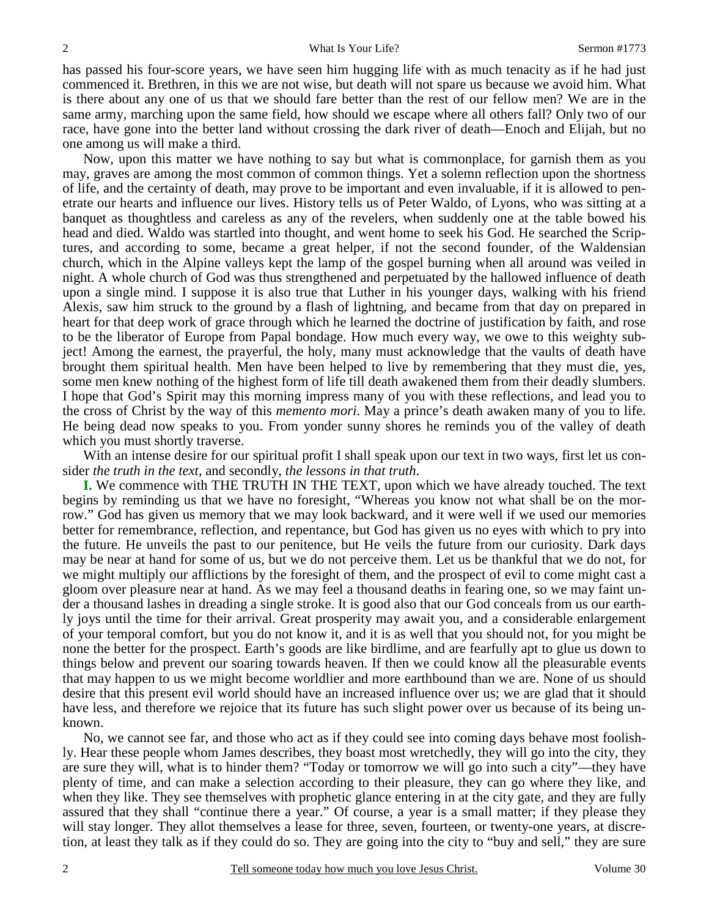has passed his four-score years, we have seen him hugging life with as much tenacity as if he had just commenced it. Brethren, in this we are not wise, but death will not spare us because we avoid him. What is there about any one of us that we should fare better than the rest of our fellow men? We are in the same army, marching upon the same field, how should we escape where all others fall? Only two of our race, have gone into the better land without crossing the dark river of death—Enoch and Elijah, but no one among us will make a third.

Now, upon this matter we have nothing to say but what is commonplace, for garnish them as you may, graves are among the most common of common things. Yet a solemn reflection upon the shortness of life, and the certainty of death, may prove to be important and even invaluable, if it is allowed to penetrate our hearts and influence our lives. History tells us of Peter Waldo, of Lyons, who was sitting at a banquet as thoughtless and careless as any of the revelers, when suddenly one at the table bowed his head and died. Waldo was startled into thought, and went home to seek his God. He searched the Scriptures, and according to some, became a great helper, if not the second founder, of the Waldensian church, which in the Alpine valleys kept the lamp of the gospel burning when all around was veiled in night. A whole church of God was thus strengthened and perpetuated by the hallowed influence of death upon a single mind. I suppose it is also true that Luther in his younger days, walking with his friend Alexis, saw him struck to the ground by a flash of lightning, and became from that day on prepared in heart for that deep work of grace through which he learned the doctrine of justification by faith, and rose to be the liberator of Europe from Papal bondage. How much every way, we owe to this weighty subject! Among the earnest, the prayerful, the holy, many must acknowledge that the vaults of death have brought them spiritual health. Men have been helped to live by remembering that they must die, yes, some men knew nothing of the highest form of life till death awakened them from their deadly slumbers. I hope that God's Spirit may this morning impress many of you with these reflections, and lead you to the cross of Christ by the way of this *memento mori*. May a prince's death awaken many of you to life. He being dead now speaks to you. From yonder sunny shores he reminds you of the valley of death which you must shortly traverse.

With an intense desire for our spiritual profit I shall speak upon our text in two ways, first let us consider *the truth in the text,* and secondly, *the lessons in that truth*.

**I.** We commence with THE TRUTH IN THE TEXT, upon which we have already touched. The text begins by reminding us that we have no foresight, "Whereas you know not what shall be on the morrow." God has given us memory that we may look backward, and it were well if we used our memories better for remembrance, reflection, and repentance, but God has given us no eyes with which to pry into the future. He unveils the past to our penitence, but He veils the future from our curiosity. Dark days may be near at hand for some of us, but we do not perceive them. Let us be thankful that we do not, for we might multiply our afflictions by the foresight of them, and the prospect of evil to come might cast a gloom over pleasure near at hand. As we may feel a thousand deaths in fearing one, so we may faint under a thousand lashes in dreading a single stroke. It is good also that our God conceals from us our earthly joys until the time for their arrival. Great prosperity may await you, and a considerable enlargement of your temporal comfort, but you do not know it, and it is as well that you should not, for you might be none the better for the prospect. Earth's goods are like birdlime, and are fearfully apt to glue us down to things below and prevent our soaring towards heaven. If then we could know all the pleasurable events that may happen to us we might become worldlier and more earthbound than we are. None of us should desire that this present evil world should have an increased influence over us; we are glad that it should have less, and therefore we rejoice that its future has such slight power over us because of its being unknown.

No, we cannot see far, and those who act as if they could see into coming days behave most foolishly. Hear these people whom James describes, they boast most wretchedly, they will go into the city, they are sure they will, what is to hinder them? "Today or tomorrow we will go into such a city"—they have plenty of time, and can make a selection according to their pleasure, they can go where they like, and when they like. They see themselves with prophetic glance entering in at the city gate, and they are fully assured that they shall "continue there a year." Of course, a year is a small matter; if they please they will stay longer. They allot themselves a lease for three, seven, fourteen, or twenty-one years, at discretion, at least they talk as if they could do so. They are going into the city to "buy and sell," they are sure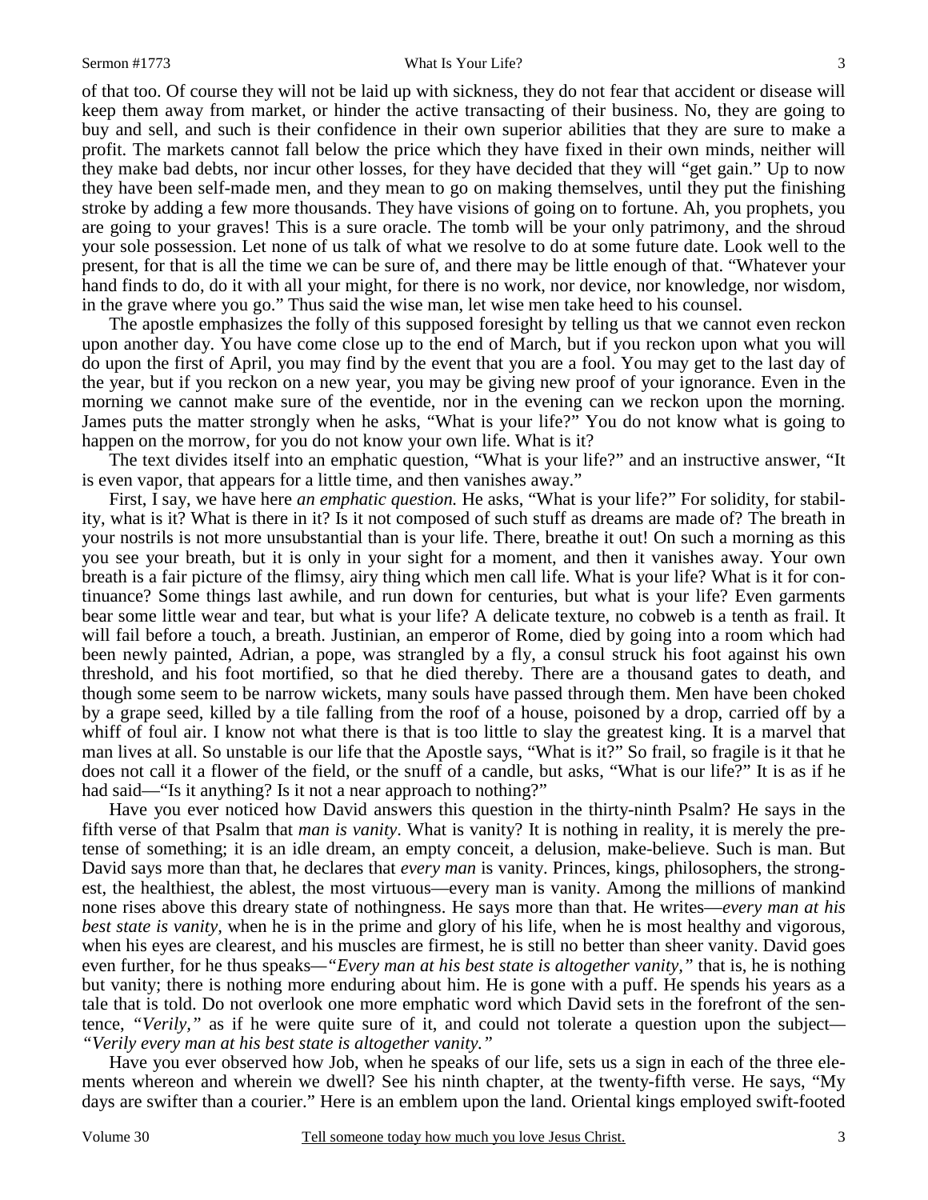of that too. Of course they will not be laid up with sickness, they do not fear that accident or disease will keep them away from market, or hinder the active transacting of their business. No, they are going to buy and sell, and such is their confidence in their own superior abilities that they are sure to make a profit. The markets cannot fall below the price which they have fixed in their own minds, neither will they make bad debts, nor incur other losses, for they have decided that they will "get gain." Up to now they have been self-made men, and they mean to go on making themselves, until they put the finishing stroke by adding a few more thousands. They have visions of going on to fortune. Ah, you prophets, you are going to your graves! This is a sure oracle. The tomb will be your only patrimony, and the shroud your sole possession. Let none of us talk of what we resolve to do at some future date. Look well to the present, for that is all the time we can be sure of, and there may be little enough of that. "Whatever your hand finds to do, do it with all your might, for there is no work, nor device, nor knowledge, nor wisdom, in the grave where you go." Thus said the wise man, let wise men take heed to his counsel.

The apostle emphasizes the folly of this supposed foresight by telling us that we cannot even reckon upon another day. You have come close up to the end of March, but if you reckon upon what you will do upon the first of April, you may find by the event that you are a fool. You may get to the last day of the year, but if you reckon on a new year, you may be giving new proof of your ignorance. Even in the morning we cannot make sure of the eventide, nor in the evening can we reckon upon the morning. James puts the matter strongly when he asks, "What is your life?" You do not know what is going to happen on the morrow, for you do not know your own life. What is it?

The text divides itself into an emphatic question, "What is your life?" and an instructive answer, "It is even vapor, that appears for a little time, and then vanishes away."

First, I say, we have here *an emphatic question.* He asks, "What is your life?" For solidity, for stability, what is it? What is there in it? Is it not composed of such stuff as dreams are made of? The breath in your nostrils is not more unsubstantial than is your life. There, breathe it out! On such a morning as this you see your breath, but it is only in your sight for a moment, and then it vanishes away. Your own breath is a fair picture of the flimsy, airy thing which men call life. What is your life? What is it for continuance? Some things last awhile, and run down for centuries, but what is your life? Even garments bear some little wear and tear, but what is your life? A delicate texture, no cobweb is a tenth as frail. It will fail before a touch, a breath. Justinian, an emperor of Rome, died by going into a room which had been newly painted, Adrian, a pope, was strangled by a fly, a consul struck his foot against his own threshold, and his foot mortified, so that he died thereby. There are a thousand gates to death, and though some seem to be narrow wickets, many souls have passed through them. Men have been choked by a grape seed, killed by a tile falling from the roof of a house, poisoned by a drop, carried off by a whiff of foul air. I know not what there is that is too little to slay the greatest king. It is a marvel that man lives at all. So unstable is our life that the Apostle says, "What is it?" So frail, so fragile is it that he does not call it a flower of the field, or the snuff of a candle, but asks, "What is our life?" It is as if he had said—"Is it anything? Is it not a near approach to nothing?"

Have you ever noticed how David answers this question in the thirty-ninth Psalm? He says in the fifth verse of that Psalm that *man is vanity*. What is vanity? It is nothing in reality, it is merely the pretense of something; it is an idle dream, an empty conceit, a delusion, make-believe. Such is man. But David says more than that, he declares that *every man* is vanity. Princes, kings, philosophers, the strongest, the healthiest, the ablest, the most virtuous—every man is vanity. Among the millions of mankind none rises above this dreary state of nothingness. He says more than that. He writes—*every man at his best state is vanity*, when he is in the prime and glory of his life, when he is most healthy and vigorous, when his eyes are clearest, and his muscles are firmest, he is still no better than sheer vanity. David goes even further, for he thus speaks—*"Every man at his best state is altogether vanity,"* that is, he is nothing but vanity; there is nothing more enduring about him. He is gone with a puff. He spends his years as a tale that is told. Do not overlook one more emphatic word which David sets in the forefront of the sentence, *"Verily,"* as if he were quite sure of it, and could not tolerate a question upon the subject—*"Verily every man at his best state is altogether vanity."*

Have you ever observed how Job, when he speaks of our life, sets us a sign in each of the three elements whereon and wherein we dwell? See his ninth chapter, at the twenty-fifth verse. He says, "My days are swifter than a courier." Here is an emblem upon the land. Oriental kings employed swift-footed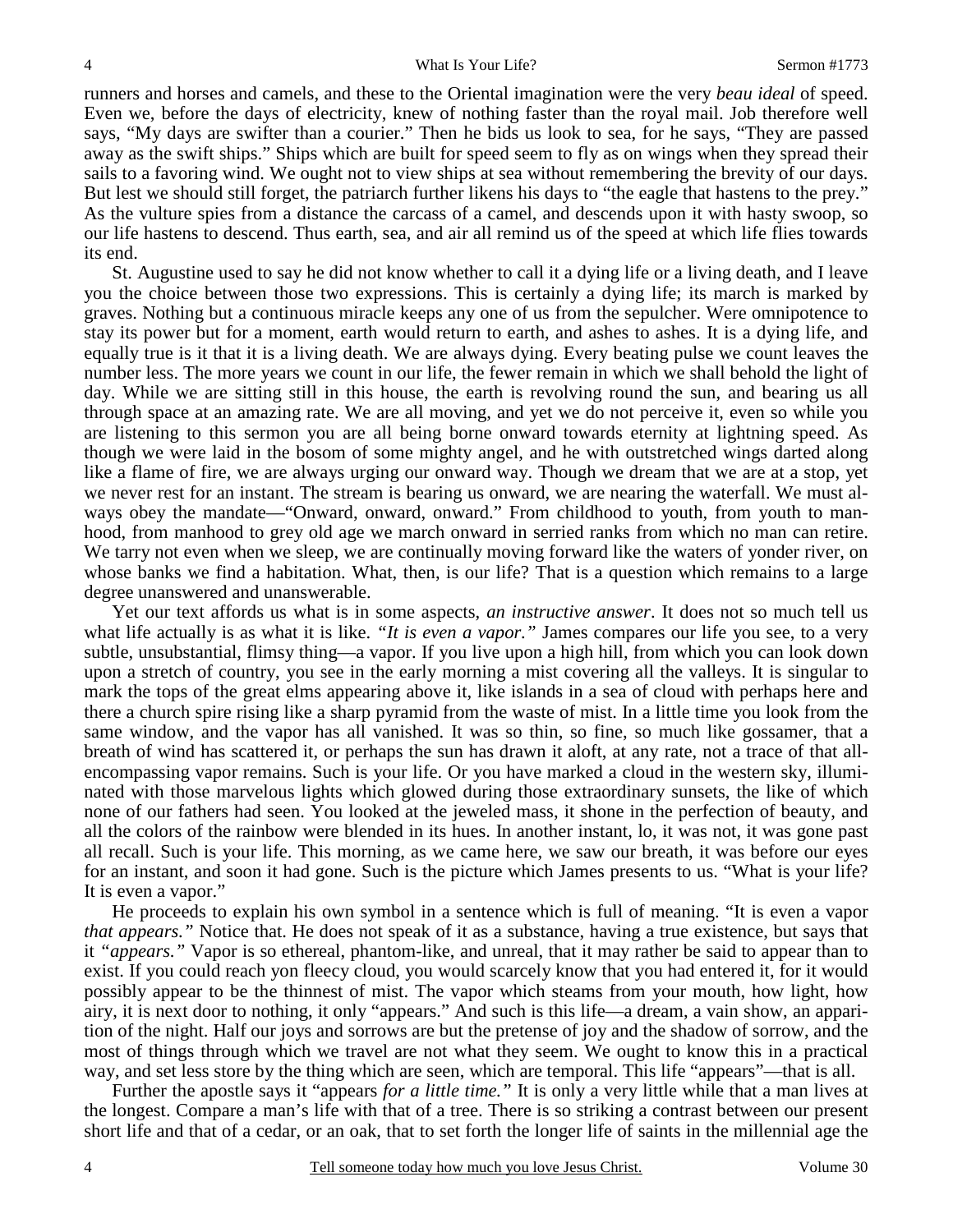runners and horses and camels, and these to the Oriental imagination were the very *beau ideal* of speed. Even we, before the days of electricity, knew of nothing faster than the royal mail. Job therefore well says, "My days are swifter than a courier." Then he bids us look to sea, for he says, "They are passed away as the swift ships." Ships which are built for speed seem to fly as on wings when they spread their sails to a favoring wind. We ought not to view ships at sea without remembering the brevity of our days. But lest we should still forget, the patriarch further likens his days to "the eagle that hastens to the prey." As the vulture spies from a distance the carcass of a camel, and descends upon it with hasty swoop, so our life hastens to descend. Thus earth, sea, and air all remind us of the speed at which life flies towards its end.

St. Augustine used to say he did not know whether to call it a dying life or a living death, and I leave you the choice between those two expressions. This is certainly a dying life; its march is marked by graves. Nothing but a continuous miracle keeps any one of us from the sepulcher. Were omnipotence to stay its power but for a moment, earth would return to earth, and ashes to ashes. It is a dying life, and equally true is it that it is a living death. We are always dying. Every beating pulse we count leaves the number less. The more years we count in our life, the fewer remain in which we shall behold the light of day. While we are sitting still in this house, the earth is revolving round the sun, and bearing us all through space at an amazing rate. We are all moving, and yet we do not perceive it, even so while you are listening to this sermon you are all being borne onward towards eternity at lightning speed. As though we were laid in the bosom of some mighty angel, and he with outstretched wings darted along like a flame of fire, we are always urging our onward way. Though we dream that we are at a stop, yet we never rest for an instant. The stream is bearing us onward, we are nearing the waterfall. We must always obey the mandate—"Onward, onward, onward." From childhood to youth, from youth to manhood, from manhood to grey old age we march onward in serried ranks from which no man can retire. We tarry not even when we sleep, we are continually moving forward like the waters of yonder river, on whose banks we find a habitation. What, then, is our life? That is a question which remains to a large degree unanswered and unanswerable.

Yet our text affords us what is in some aspects, *an instructive answer*. It does not so much tell us what life actually is as what it is like. *"It is even a vapor."* James compares our life you see, to a very subtle, unsubstantial, flimsy thing—a vapor. If you live upon a high hill, from which you can look down upon a stretch of country, you see in the early morning a mist covering all the valleys. It is singular to mark the tops of the great elms appearing above it, like islands in a sea of cloud with perhaps here and there a church spire rising like a sharp pyramid from the waste of mist. In a little time you look from the same window, and the vapor has all vanished. It was so thin, so fine, so much like gossamer, that a breath of wind has scattered it, or perhaps the sun has drawn it aloft, at any rate, not a trace of that all-encompassing vapor remains. Such is your life. Or you have marked a cloud in the western sky, illuminated with those marvelous lights which glowed during those extraordinary sunsets, the like of which none of our fathers had seen. You looked at the jeweled mass, it shone in the perfection of beauty, and all the colors of the rainbow were blended in its hues. In another instant, lo, it was not, it was gone past all recall. Such is your life. This morning, as we came here, we saw our breath, it was before our eyes for an instant, and soon it had gone. Such is the picture which James presents to us. "What is your life? It is even a vapor."

He proceeds to explain his own symbol in a sentence which is full of meaning. "It is even a vapor *that appears."* Notice that. He does not speak of it as a substance, having a true existence, but says that it *"appears."* Vapor is so ethereal, phantom-like, and unreal, that it may rather be said to appear than to exist. If you could reach yon fleecy cloud, you would scarcely know that you had entered it, for it would possibly appear to be the thinnest of mist. The vapor which steams from your mouth, how light, how airy, it is next door to nothing, it only "appears." And such is this life—a dream, a vain show, an apparition of the night. Half our joys and sorrows are but the pretense of joy and the shadow of sorrow, and the most of things through which we travel are not what they seem. We ought to know this in a practical way, and set less store by the thing which are seen, which are temporal. This life "appears"—that is all.

Further the apostle says it "appears *for a little time."* It is only a very little while that a man lives at the longest. Compare a man's life with that of a tree. There is so striking a contrast between our present short life and that of a cedar, or an oak, that to set forth the longer life of saints in the millennial age the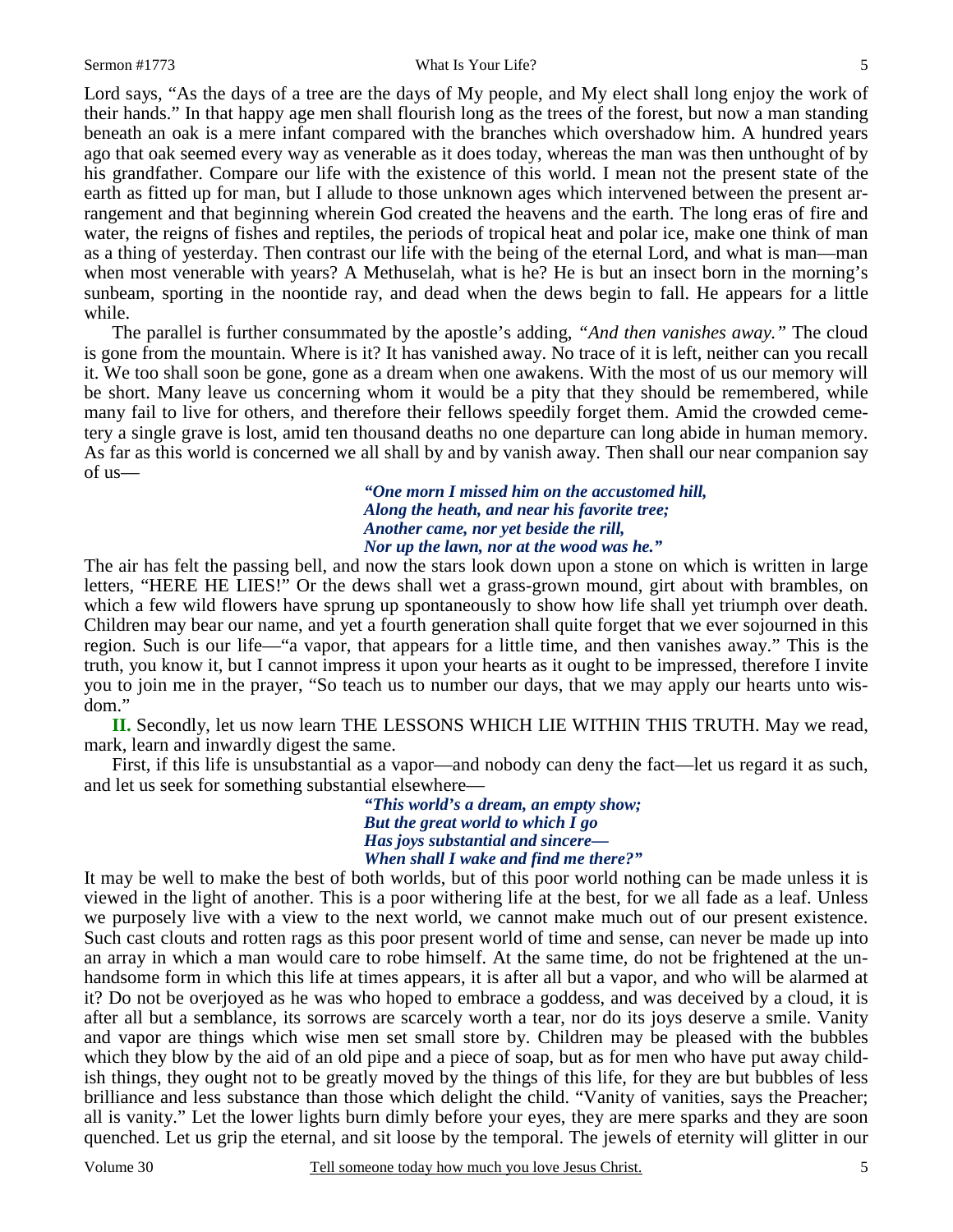Lord says, "As the days of a tree are the days of My people, and My elect shall long enjoy the work of their hands." In that happy age men shall flourish long as the trees of the forest, but now a man standing beneath an oak is a mere infant compared with the branches which overshadow him. A hundred years ago that oak seemed every way as venerable as it does today, whereas the man was then unthought of by his grandfather. Compare our life with the existence of this world. I mean not the present state of the earth as fitted up for man, but I allude to those unknown ages which intervened between the present arrangement and that beginning wherein God created the heavens and the earth. The long eras of fire and water, the reigns of fishes and reptiles, the periods of tropical heat and polar ice, make one think of man as a thing of yesterday. Then contrast our life with the being of the eternal Lord, and what is man—man when most venerable with years? A Methuselah, what is he? He is but an insect born in the morning's sunbeam, sporting in the noontide ray, and dead when the dews begin to fall. He appears for a little while.

The parallel is further consummated by the apostle's adding, *"And then vanishes away."* The cloud is gone from the mountain. Where is it? It has vanished away. No trace of it is left, neither can you recall it. We too shall soon be gone, gone as a dream when one awakens. With the most of us our memory will be short. Many leave us concerning whom it would be a pity that they should be remembered, while many fail to live for others, and therefore their fellows speedily forget them. Amid the crowded cemetery a single grave is lost, amid ten thousand deaths no one departure can long abide in human memory. As far as this world is concerned we all shall by and by vanish away. Then shall our near companion say of us—

> ***"One morn I missed him on the accustomed hill,***
> ***Along the heath, and near his favorite tree;***
> ***Another came, nor yet beside the rill,***
> ***Nor up the lawn, nor at the wood was he."***

The air has felt the passing bell, and now the stars look down upon a stone on which is written in large letters, "HERE HE LIES!" Or the dews shall wet a grass-grown mound, girt about with brambles, on which a few wild flowers have sprung up spontaneously to show how life shall yet triumph over death. Children may bear our name, and yet a fourth generation shall quite forget that we ever sojourned in this region. Such is our life—"a vapor, that appears for a little time, and then vanishes away." This is the truth, you know it, but I cannot impress it upon your hearts as it ought to be impressed, therefore I invite you to join me in the prayer, "So teach us to number our days, that we may apply our hearts unto wisdom."

**II.** Secondly, let us now learn THE LESSONS WHICH LIE WITHIN THIS TRUTH. May we read, mark, learn and inwardly digest the same.

First, if this life is unsubstantial as a vapor—and nobody can deny the fact—let us regard it as such, and let us seek for something substantial elsewhere—

> ***"This world's a dream, an empty show;***
> ***But the great world to which I go***
> ***Has joys substantial and sincere—***
> ***When shall I wake and find me there?"***

It may be well to make the best of both worlds, but of this poor world nothing can be made unless it is viewed in the light of another. This is a poor withering life at the best, for we all fade as a leaf. Unless we purposely live with a view to the next world, we cannot make much out of our present existence. Such cast clouts and rotten rags as this poor present world of time and sense, can never be made up into an array in which a man would care to robe himself. At the same time, do not be frightened at the unhandsome form in which this life at times appears, it is after all but a vapor, and who will be alarmed at it? Do not be overjoyed as he was who hoped to embrace a goddess, and was deceived by a cloud, it is after all but a semblance, its sorrows are scarcely worth a tear, nor do its joys deserve a smile. Vanity and vapor are things which wise men set small store by. Children may be pleased with the bubbles which they blow by the aid of an old pipe and a piece of soap, but as for men who have put away childish things, they ought not to be greatly moved by the things of this life, for they are but bubbles of less brilliance and less substance than those which delight the child. "Vanity of vanities, says the Preacher; all is vanity." Let the lower lights burn dimly before your eyes, they are mere sparks and they are soon quenched. Let us grip the eternal, and sit loose by the temporal. The jewels of eternity will glitter in our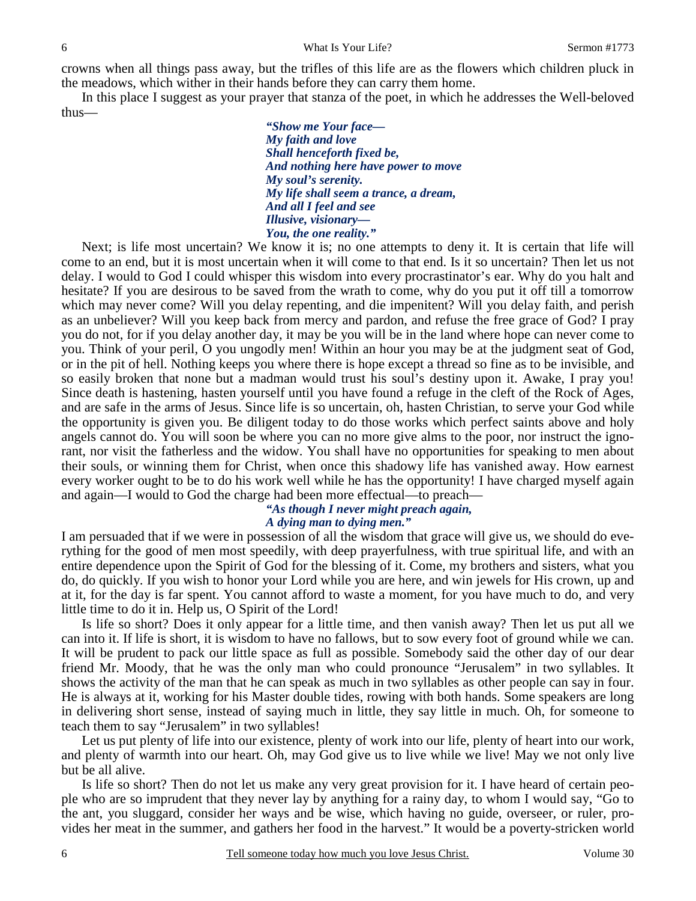crowns when all things pass away, but the trifles of this life are as the flowers which children pluck in the meadows, which wither in their hands before they can carry them home.

In this place I suggest as your prayer that stanza of the poet, in which he addresses the Well-beloved thus—

> ***"Show me Your face—***
> ***My faith and love***
> ***Shall henceforth fixed be,***
> ***And nothing here have power to move***
> ***My soul's serenity.***
> ***My life shall seem a trance, a dream,***
> ***And all I feel and see***
> ***Illusive, visionary—***
> ***You, the one reality."***

Next; is life most uncertain? We know it is; no one attempts to deny it. It is certain that life will come to an end, but it is most uncertain when it will come to that end. Is it so uncertain? Then let us not delay. I would to God I could whisper this wisdom into every procrastinator's ear. Why do you halt and hesitate? If you are desirous to be saved from the wrath to come, why do you put it off till a tomorrow which may never come? Will you delay repenting, and die impenitent? Will you delay faith, and perish as an unbeliever? Will you keep back from mercy and pardon, and refuse the free grace of God? I pray you do not, for if you delay another day, it may be you will be in the land where hope can never come to you. Think of your peril, O you ungodly men! Within an hour you may be at the judgment seat of God, or in the pit of hell. Nothing keeps you where there is hope except a thread so fine as to be invisible, and so easily broken that none but a madman would trust his soul's destiny upon it. Awake, I pray you! Since death is hastening, hasten yourself until you have found a refuge in the cleft of the Rock of Ages, and are safe in the arms of Jesus. Since life is so uncertain, oh, hasten Christian, to serve your God while the opportunity is given you. Be diligent today to do those works which perfect saints above and holy angels cannot do. You will soon be where you can no more give alms to the poor, nor instruct the ignorant, nor visit the fatherless and the widow. You shall have no opportunities for speaking to men about their souls, or winning them for Christ, when once this shadowy life has vanished away. How earnest every worker ought to be to do his work well while he has the opportunity! I have charged myself again and again—I would to God the charge had been more effectual—to preach—

> ***"As though I never might preach again,***
> ***A dying man to dying men."***

I am persuaded that if we were in possession of all the wisdom that grace will give us, we should do everything for the good of men most speedily, with deep prayerfulness, with true spiritual life, and with an entire dependence upon the Spirit of God for the blessing of it. Come, my brothers and sisters, what you do, do quickly. If you wish to honor your Lord while you are here, and win jewels for His crown, up and at it, for the day is far spent. You cannot afford to waste a moment, for you have much to do, and very little time to do it in. Help us, O Spirit of the Lord!

Is life so short? Does it only appear for a little time, and then vanish away? Then let us put all we can into it. If life is short, it is wisdom to have no fallows, but to sow every foot of ground while we can. It will be prudent to pack our little space as full as possible. Somebody said the other day of our dear friend Mr. Moody, that he was the only man who could pronounce "Jerusalem" in two syllables. It shows the activity of the man that he can speak as much in two syllables as other people can say in four. He is always at it, working for his Master double tides, rowing with both hands. Some speakers are long in delivering short sense, instead of saying much in little, they say little in much. Oh, for someone to teach them to say "Jerusalem" in two syllables!

Let us put plenty of life into our existence, plenty of work into our life, plenty of heart into our work, and plenty of warmth into our heart. Oh, may God give us to live while we live! May we not only live but be all alive.

Is life so short? Then do not let us make any very great provision for it. I have heard of certain people who are so imprudent that they never lay by anything for a rainy day, to whom I would say, "Go to the ant, you sluggard, consider her ways and be wise, which having no guide, overseer, or ruler, provides her meat in the summer, and gathers her food in the harvest." It would be a poverty-stricken world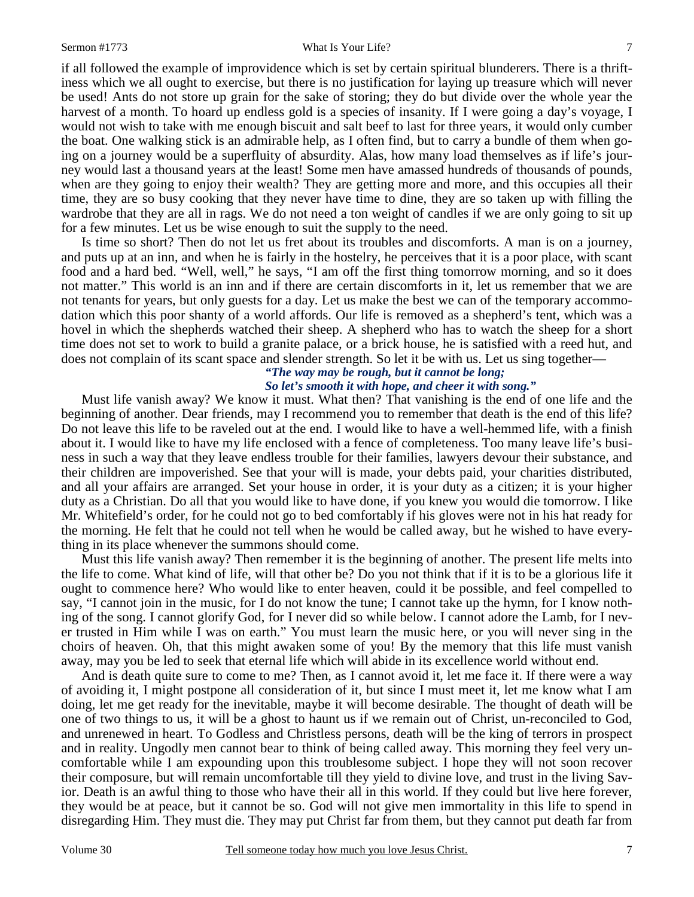if all followed the example of improvidence which is set by certain spiritual blunderers. There is a thriftiness which we all ought to exercise, but there is no justification for laying up treasure which will never be used! Ants do not store up grain for the sake of storing; they do but divide over the whole year the harvest of a month. To hoard up endless gold is a species of insanity. If I were going a day's voyage, I would not wish to take with me enough biscuit and salt beef to last for three years, it would only cumber the boat. One walking stick is an admirable help, as I often find, but to carry a bundle of them when going on a journey would be a superfluity of absurdity. Alas, how many load themselves as if life's journey would last a thousand years at the least! Some men have amassed hundreds of thousands of pounds, when are they going to enjoy their wealth? They are getting more and more, and this occupies all their time, they are so busy cooking that they never have time to dine, they are so taken up with filling the wardrobe that they are all in rags. We do not need a ton weight of candles if we are only going to sit up for a few minutes. Let us be wise enough to suit the supply to the need.

Is time so short? Then do not let us fret about its troubles and discomforts. A man is on a journey, and puts up at an inn, and when he is fairly in the hostelry, he perceives that it is a poor place, with scant food and a hard bed. "Well, well," he says, "I am off the first thing tomorrow morning, and so it does not matter." This world is an inn and if there are certain discomforts in it, let us remember that we are not tenants for years, but only guests for a day. Let us make the best we can of the temporary accommodation which this poor shanty of a world affords. Our life is removed as a shepherd's tent, which was a hovel in which the shepherds watched their sheep. A shepherd who has to watch the sheep for a short time does not set to work to build a granite palace, or a brick house, he is satisfied with a reed hut, and does not complain of its scant space and slender strength. So let it be with us. Let us sing together—

*"The way may be rough, but it cannot be long;*
*So let's smooth it with hope, and cheer it with song."*

Must life vanish away? We know it must. What then? That vanishing is the end of one life and the beginning of another. Dear friends, may I recommend you to remember that death is the end of this life? Do not leave this life to be raveled out at the end. I would like to have a well-hemmed life, with a finish about it. I would like to have my life enclosed with a fence of completeness. Too many leave life's business in such a way that they leave endless trouble for their families, lawyers devour their substance, and their children are impoverished. See that your will is made, your debts paid, your charities distributed, and all your affairs are arranged. Set your house in order, it is your duty as a citizen; it is your higher duty as a Christian. Do all that you would like to have done, if you knew you would die tomorrow. I like Mr. Whitefield's order, for he could not go to bed comfortably if his gloves were not in his hat ready for the morning. He felt that he could not tell when he would be called away, but he wished to have everything in its place whenever the summons should come.

Must this life vanish away? Then remember it is the beginning of another. The present life melts into the life to come. What kind of life, will that other be? Do you not think that if it is to be a glorious life it ought to commence here? Who would like to enter heaven, could it be possible, and feel compelled to say, "I cannot join in the music, for I do not know the tune; I cannot take up the hymn, for I know nothing of the song. I cannot glorify God, for I never did so while below. I cannot adore the Lamb, for I never trusted in Him while I was on earth." You must learn the music here, or you will never sing in the choirs of heaven. Oh, that this might awaken some of you! By the memory that this life must vanish away, may you be led to seek that eternal life which will abide in its excellence world without end.

And is death quite sure to come to me? Then, as I cannot avoid it, let me face it. If there were a way of avoiding it, I might postpone all consideration of it, but since I must meet it, let me know what I am doing, let me get ready for the inevitable, maybe it will become desirable. The thought of death will be one of two things to us, it will be a ghost to haunt us if we remain out of Christ, un-reconciled to God, and unrenewed in heart. To Godless and Christless persons, death will be the king of terrors in prospect and in reality. Ungodly men cannot bear to think of being called away. This morning they feel very uncomfortable while I am expounding upon this troublesome subject. I hope they will not soon recover their composure, but will remain uncomfortable till they yield to divine love, and trust in the living Savior. Death is an awful thing to those who have their all in this world. If they could but live here forever, they would be at peace, but it cannot be so. God will not give men immortality in this life to spend in disregarding Him. They must die. They may put Christ far from them, but they cannot put death far from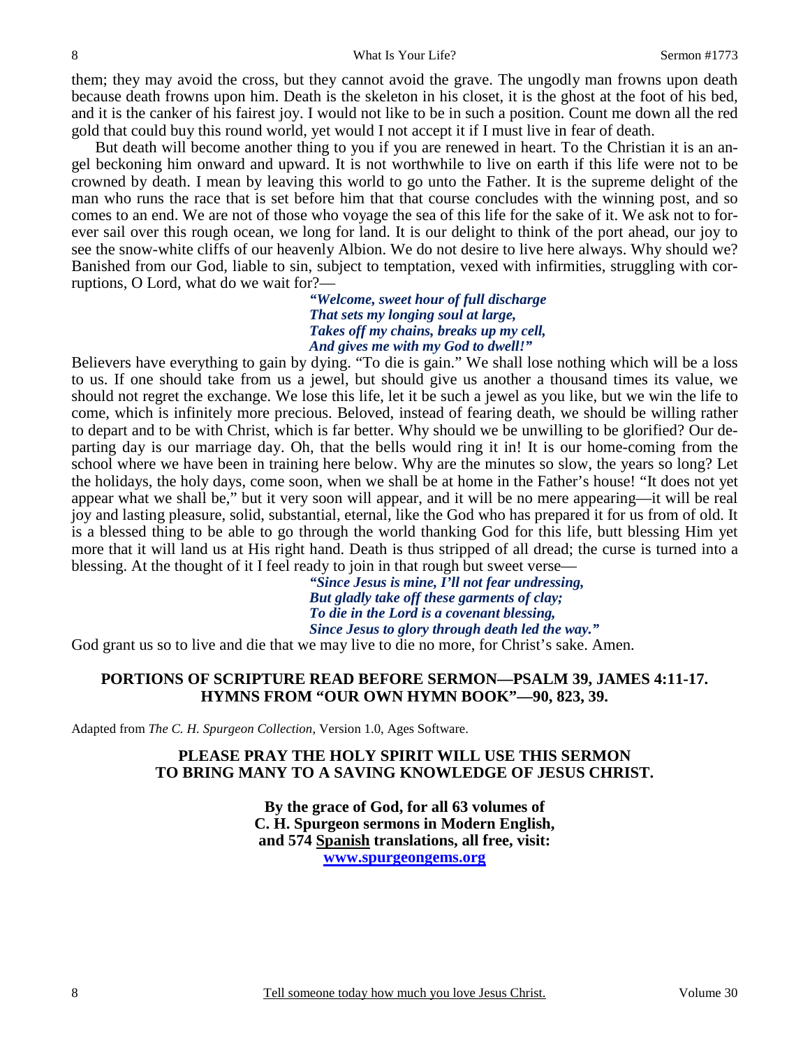them; they may avoid the cross, but they cannot avoid the grave. The ungodly man frowns upon death because death frowns upon him. Death is the skeleton in his closet, it is the ghost at the foot of his bed, and it is the canker of his fairest joy. I would not like to be in such a position. Count me down all the red gold that could buy this round world, yet would I not accept it if I must live in fear of death.

But death will become another thing to you if you are renewed in heart. To the Christian it is an angel beckoning him onward and upward. It is not worthwhile to live on earth if this life were not to be crowned by death. I mean by leaving this world to go unto the Father. It is the supreme delight of the man who runs the race that is set before him that that course concludes with the winning post, and so comes to an end. We are not of those who voyage the sea of this life for the sake of it. We ask not to forever sail over this rough ocean, we long for land. It is our delight to think of the port ahead, our joy to see the snow-white cliffs of our heavenly Albion. We do not desire to live here always. Why should we? Banished from our God, liable to sin, subject to temptation, vexed with infirmities, struggling with corruptions, O Lord, what do we wait for?—

> ***"Welcome, sweet hour of full discharge***
> ***That sets my longing soul at large,***
> ***Takes off my chains, breaks up my cell,***
> ***And gives me with my God to dwell!"***

Believers have everything to gain by dying. "To die is gain." We shall lose nothing which will be a loss to us. If one should take from us a jewel, but should give us another a thousand times its value, we should not regret the exchange. We lose this life, let it be such a jewel as you like, but we win the life to come, which is infinitely more precious. Beloved, instead of fearing death, we should be willing rather to depart and to be with Christ, which is far better. Why should we be unwilling to be glorified? Our departing day is our marriage day. Oh, that the bells would ring it in! It is our home-coming from the school where we have been in training here below. Why are the minutes so slow, the years so long? Let the holidays, the holy days, come soon, when we shall be at home in the Father's house! "It does not yet appear what we shall be," but it very soon will appear, and it will be no mere appearing—it will be real joy and lasting pleasure, solid, substantial, eternal, like the God who has prepared it for us from of old. It is a blessed thing to be able to go through the world thanking God for this life, butt blessing Him yet more that it will land us at His right hand. Death is thus stripped of all dread; the curse is turned into a blessing. At the thought of it I feel ready to join in that rough but sweet verse—

> ***"Since Jesus is mine, I'll not fear undressing,***
> ***But gladly take off these garments of clay;***
> ***To die in the Lord is a covenant blessing,***
> ***Since Jesus to glory through death led the way."***

God grant us so to live and die that we may live to die no more, for Christ's sake. Amen.

**PORTIONS OF SCRIPTURE READ BEFORE SERMON—PSALM 39, JAMES 4:11-17.**
**HYMNS FROM "OUR OWN HYMN BOOK"—90, 823, 39.**

Adapted from *The C. H. Spurgeon Collection*, Version 1.0, Ages Software.

**PLEASE PRAY THE HOLY SPIRIT WILL USE THIS SERMON TO BRING MANY TO A SAVING KNOWLEDGE OF JESUS CHRIST.**

**By the grace of God, for all 63 volumes of C. H. Spurgeon sermons in Modern English, and 574 Spanish translations, all free, visit: www.spurgeongems.org**